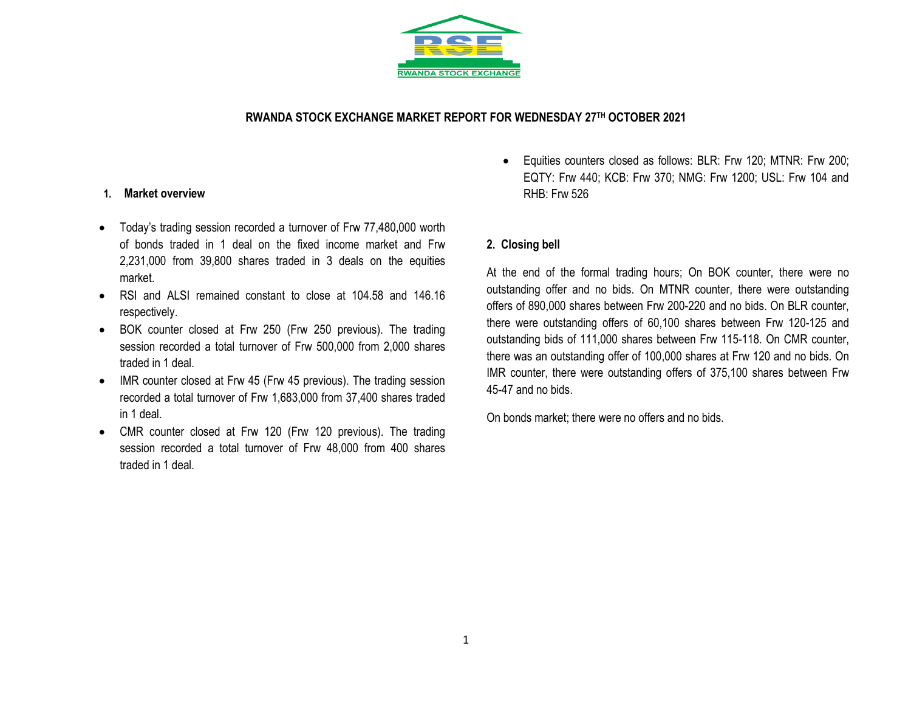RWANDA STOCK EXCHANGE

# RWANDA STOCK EXCHANGE MARKET REPORT FOR WEDNESDAY 27TH OCTOBER 2021

## 1. Market overview

- Today's trading session recorded a turnover of Frw 77,480,000 worth of bonds traded in 1 deal on the fixed income market and Frw 2,231,000 from 39,800 shares traded in 3 deals on the equities market.
- RSI and ALSI remained constant to close at 104.58 and 146.16 respectively.
- BOK counter closed at Frw 250 (Frw 250 previous). The trading session recorded a total turnover of Frw 500,000 from 2,000 shares traded in 1 deal.
- IMR counter closed at Frw 45 (Frw 45 previous). The trading session recorded a total turnover of Frw 1,683,000 from 37,400 shares traded in 1 deal.
- CMR counter closed at Frw 120 (Frw 120 previous). The trading session recorded a total turnover of Frw 48,000 from 400 shares traded in 1 deal.
- Equities counters closed as follows: BLR: Frw 120; MTNR: Frw 200; EQTY: Frw 440; KCB: Frw 370; NMG: Frw 1200; USL: Frw 104 and RHB: Frw 526

## 2. Closing bell

At the end of the formal trading hours; On BOK counter, there were no outstanding offer and no bids. On MTNR counter, there were outstanding offers of 890,000 shares between Frw 200-220 and no bids. On BLR counter, there were outstanding offers of 60,100 shares between Frw 120-125 and outstanding bids of 111,000 shares between Frw 115-118. On CMR counter, there was an outstanding offer of 100,000 shares at Frw 120 and no bids. On IMR counter, there were outstanding offers of 375,100 shares between Frw 45-47 and no bids.

On bonds market; there were no offers and no bids.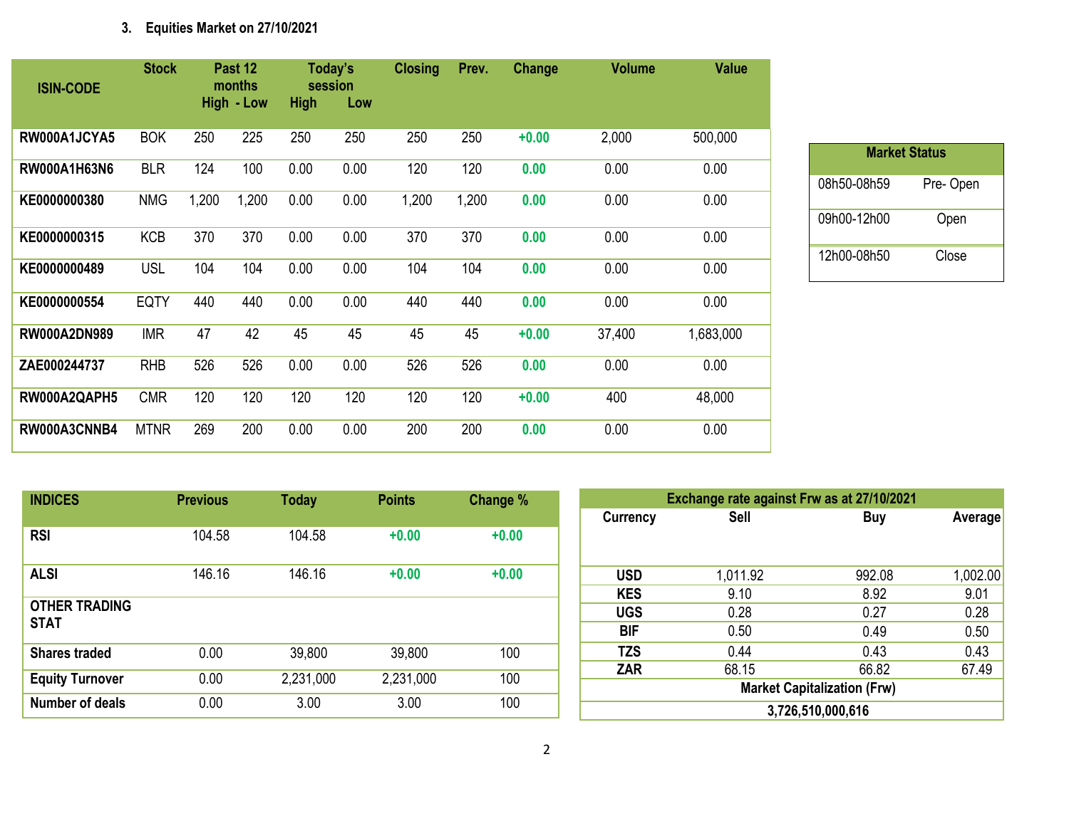### 3. Equities Market on 27/10/2021

| ISIN-CODE | Stock | Past 12 months High | Past 12 months Low | Today's session High | Today's session Low | Closing | Prev. | Change | Volume | Value |
|---|---|---|---|---|---|---|---|---|---|---|
| RW000A1JCYA5 | BOK | 250 | 225 | 250 | 250 | 250 | 250 | +0.00 | 2,000 | 500,000 |
| RW000A1H63N6 | BLR | 124 | 100 | 0.00 | 0.00 | 120 | 120 | 0.00 | 0.00 | 0.00 |
| KE0000000380 | NMG | 1,200 | 1,200 | 0.00 | 0.00 | 1,200 | 1,200 | 0.00 | 0.00 | 0.00 |
| KE0000000315 | KCB | 370 | 370 | 0.00 | 0.00 | 370 | 370 | 0.00 | 0.00 | 0.00 |
| KE0000000489 | USL | 104 | 104 | 0.00 | 0.00 | 104 | 104 | 0.00 | 0.00 | 0.00 |
| KE0000000554 | EQTY | 440 | 440 | 0.00 | 0.00 | 440 | 440 | 0.00 | 0.00 | 0.00 |
| RW000A2DN989 | IMR | 47 | 42 | 45 | 45 | 45 | 45 | +0.00 | 37,400 | 1,683,000 |
| ZAE000244737 | RHB | 526 | 526 | 0.00 | 0.00 | 526 | 526 | 0.00 | 0.00 | 0.00 |
| RW000A2QAPH5 | CMR | 120 | 120 | 120 | 120 | 120 | 120 | +0.00 | 400 | 48,000 |
| RW000A3CNNB4 | MTNR | 269 | 200 | 0.00 | 0.00 | 200 | 200 | 0.00 | 0.00 | 0.00 |

| Market Status | |
|---|---|
| 08h50-08h59 | Pre- Open |
| 09h00-12h00 | Open |
| 12h00-08h50 | Close |

| INDICES | Previous | Today | Points | Change % |
|---|---|---|---|---|
| RSI | 104.58 | 104.58 | +0.00 | +0.00 |
| ALSI | 146.16 | 146.16 | +0.00 | +0.00 |
| OTHER TRADING STAT | | | | |
| Shares traded | 0.00 | 39,800 | 39,800 | 100 |
| Equity Turnover | 0.00 | 2,231,000 | 2,231,000 | 100 |
| Number of deals | 0.00 | 3.00 | 3.00 | 100 |

| Exchange rate against Frw as at 27/10/2021 | | | |
|---|---|---|---|
| Currency | Sell | Buy | Average |
| USD | 1,011.92 | 992.08 | 1,002.00 |
| KES | 9.10 | 8.92 | 9.01 |
| UGS | 0.28 | 0.27 | 0.28 |
| BIF | 0.50 | 0.49 | 0.50 |
| TZS | 0.44 | 0.43 | 0.43 |
| ZAR | 68.15 | 66.82 | 67.49 |
| Market Capitalization (Frw) | | | |
| 3,726,510,000,616 | | | |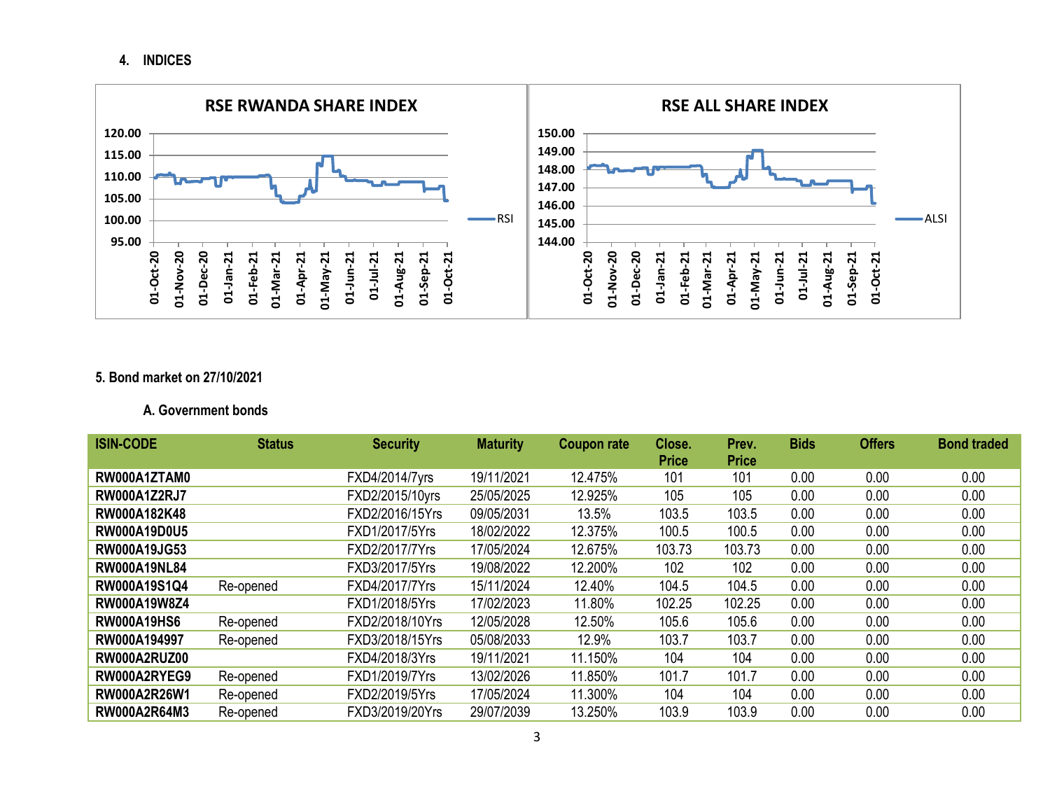## 4. INDICES

**RSE RWANDA SHARE INDEX**

**RSE ALL SHARE INDEX**

## 5. Bond market on 27/10/2021

### A. Government bonds

| ISIN-CODE | Status | Security | Maturity | Coupon rate | Close. Price | Prev. Price | Bids | Offers | Bond traded |
|---|---|---|---|---|---|---|---|---|---|
| RW000A1ZTAM0 | | FXD4/2014/7yrs | 19/11/2021 | 12.475% | 101 | 101 | 0.00 | 0.00 | 0.00 |
| RW000A1Z2RJ7 | | FXD2/2015/10yrs | 25/05/2025 | 12.925% | 105 | 105 | 0.00 | 0.00 | 0.00 |
| RW000A182K48 | | FXD2/2016/15Yrs | 09/05/2031 | 13.5% | 103.5 | 103.5 | 0.00 | 0.00 | 0.00 |
| RW000A19D0U5 | | FXD1/2017/5Yrs | 18/02/2022 | 12.375% | 100.5 | 100.5 | 0.00 | 0.00 | 0.00 |
| RW000A19JG53 | | FXD2/2017/7Yrs | 17/05/2024 | 12.675% | 103.73 | 103.73 | 0.00 | 0.00 | 0.00 |
| RW000A19NL84 | | FXD3/2017/5Yrs | 19/08/2022 | 12.200% | 102 | 102 | 0.00 | 0.00 | 0.00 |
| RW000A19S1Q4 | Re-opened | FXD4/2017/7Yrs | 15/11/2024 | 12.40% | 104.5 | 104.5 | 0.00 | 0.00 | 0.00 |
| RW000A19W8Z4 | | FXD1/2018/5Yrs | 17/02/2023 | 11.80% | 102.25 | 102.25 | 0.00 | 0.00 | 0.00 |
| RW000A19HS6 | Re-opened | FXD2/2018/10Yrs | 12/05/2028 | 12.50% | 105.6 | 105.6 | 0.00 | 0.00 | 0.00 |
| RW000A194997 | Re-opened | FXD3/2018/15Yrs | 05/08/2033 | 12.9% | 103.7 | 103.7 | 0.00 | 0.00 | 0.00 |
| RW000A2RUZ00 | | FXD4/2018/3Yrs | 19/11/2021 | 11.150% | 104 | 104 | 0.00 | 0.00 | 0.00 |
| RW000A2RYEG9 | Re-opened | FXD1/2019/7Yrs | 13/02/2026 | 11.850% | 101.7 | 101.7 | 0.00 | 0.00 | 0.00 |
| RW000A2R26W1 | Re-opened | FXD2/2019/5Yrs | 17/05/2024 | 11.300% | 104 | 104 | 0.00 | 0.00 | 0.00 |
| RW000A2R64M3 | Re-opened | FXD3/2019/20Yrs | 29/07/2039 | 13.250% | 103.9 | 103.9 | 0.00 | 0.00 | 0.00 |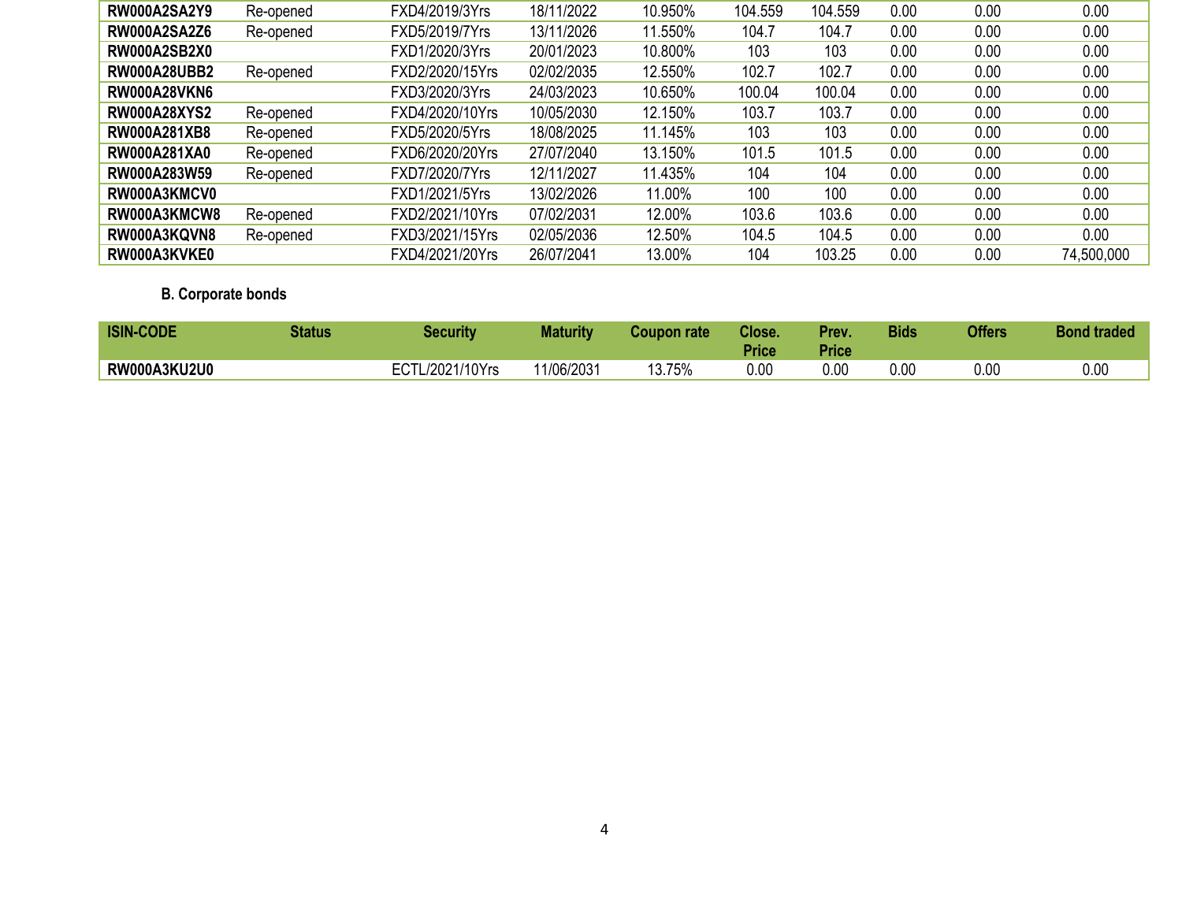| | | | | | | | | | |
|---|---|---|---|---|---|---|---|---|---|
| **RW000A2SA2Y9** | Re-opened | FXD4/2019/3Yrs | 18/11/2022 | 10.950% | 104.559 | 104.559 | 0.00 | 0.00 | 0.00 |
| **RW000A2SA2Z6** | Re-opened | FXD5/2019/7Yrs | 13/11/2026 | 11.550% | 104.7 | 104.7 | 0.00 | 0.00 | 0.00 |
| **RW000A2SB2X0** | | FXD1/2020/3Yrs | 20/01/2023 | 10.800% | 103 | 103 | 0.00 | 0.00 | 0.00 |
| **RW000A28UBB2** | Re-opened | FXD2/2020/15Yrs | 02/02/2035 | 12.550% | 102.7 | 102.7 | 0.00 | 0.00 | 0.00 |
| **RW000A28VKN6** | | FXD3/2020/3Yrs | 24/03/2023 | 10.650% | 100.04 | 100.04 | 0.00 | 0.00 | 0.00 |
| **RW000A28XYS2** | Re-opened | FXD4/2020/10Yrs | 10/05/2030 | 12.150% | 103.7 | 103.7 | 0.00 | 0.00 | 0.00 |
| **RW000A281XB8** | Re-opened | FXD5/2020/5Yrs | 18/08/2025 | 11.145% | 103 | 103 | 0.00 | 0.00 | 0.00 |
| **RW000A281XA0** | Re-opened | FXD6/2020/20Yrs | 27/07/2040 | 13.150% | 101.5 | 101.5 | 0.00 | 0.00 | 0.00 |
| **RW000A283W59** | Re-opened | FXD7/2020/7Yrs | 12/11/2027 | 11.435% | 104 | 104 | 0.00 | 0.00 | 0.00 |
| **RW000A3KMCV0** | | FXD1/2021/5Yrs | 13/02/2026 | 11.00% | 100 | 100 | 0.00 | 0.00 | 0.00 |
| **RW000A3KMCW8** | Re-opened | FXD2/2021/10Yrs | 07/02/2031 | 12.00% | 103.6 | 103.6 | 0.00 | 0.00 | 0.00 |
| **RW000A3KQVN8** | Re-opened | FXD3/2021/15Yrs | 02/05/2036 | 12.50% | 104.5 | 104.5 | 0.00 | 0.00 | 0.00 |
| **RW000A3KVKE0** | | FXD4/2021/20Yrs | 26/07/2041 | 13.00% | 104 | 103.25 | 0.00 | 0.00 | 74,500,000 |

### B. Corporate bonds

| ISIN-CODE | Status | Security | Maturity | Coupon rate | Close. Price | Prev. Price | Bids | Offers | Bond traded |
|---|---|---|---|---|---|---|---|---|---|
| **RW000A3KU2U0** | | ECTL/2021/10Yrs | 11/06/2031 | 13.75% | 0.00 | 0.00 | 0.00 | 0.00 | 0.00 |